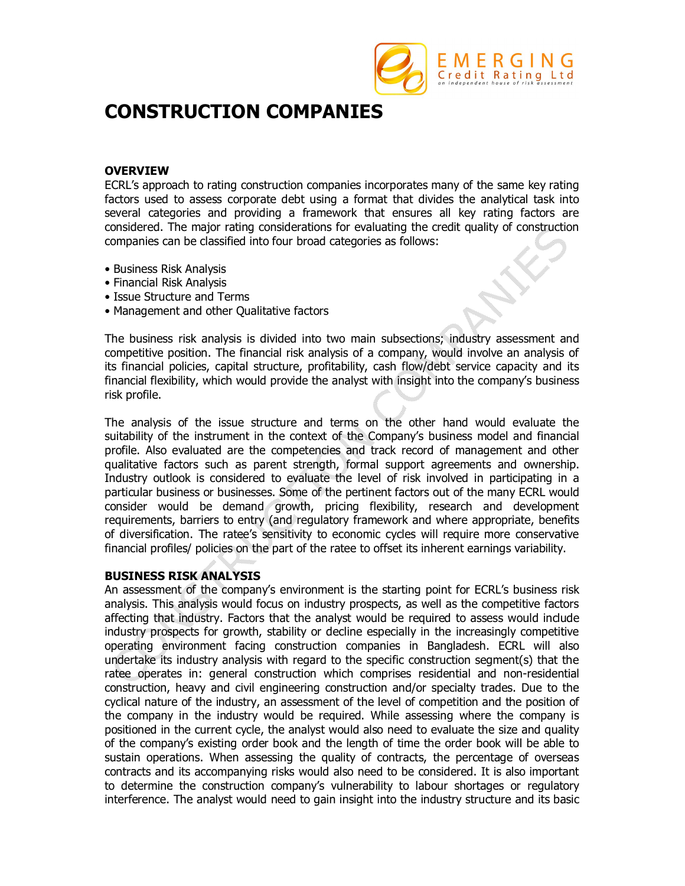# CONSTRUCTION COMPANIES

## OVERVIEW

ECRL's approach to rating construction companies incorporates many of the same key rating factors used to assess corporate debt using a format that divides the analytical task into several categories and providing a framework that ensures all key rating factors are considered. The major rating considerations for evaluating the credit quality of construction companies can be classified into four broad categories as follows:

- Business Risk Analysis
- Financial Risk Analysis
- Issue Structure and Terms
- Management and other Qualitative factors

The business risk analysis is divided into two main subsections; industry assessment and competitive position. The financial risk analysis of a company, would involve an analysis of its financial policies, capital structure, profitability, cash flow/debt service capacity and its financial flexibility, which would provide the analyst with insight into the company's business risk profile.

The analysis of the issue structure and terms on the other hand would evaluate the suitability of the instrument in the context of the Company's business model and financial profile. Also evaluated are the competencies and track record of management and other qualitative factors such as parent strength, formal support agreements and ownership. Industry outlook is considered to evaluate the level of risk involved in participating in a particular business or businesses. Some of the pertinent factors out of the many ECRL would consider would be demand growth, pricing flexibility, research and development requirements, barriers to entry (and regulatory framework and where appropriate, benefits of diversification. The ratee's sensitivity to economic cycles will require more conservative financial profiles/ policies on the part of the ratee to offset its inherent earnings variability.

## BUSINESS RISK ANALYSIS

An assessment of the company's environment is the starting point for ECRL's business risk analysis. This analysis would focus on industry prospects, as well as the competitive factors affecting that industry. Factors that the analyst would be required to assess would include industry prospects for growth, stability or decline especially in the increasingly competitive operating environment facing construction companies in Bangladesh. ECRL will also undertake its industry analysis with regard to the specific construction segment(s) that the ratee operates in: general construction which comprises residential and non-residential construction, heavy and civil engineering construction and/or specialty trades. Due to the cyclical nature of the industry, an assessment of the level of competition and the position of the company in the industry would be required. While assessing where the company is positioned in the current cycle, the analyst would also need to evaluate the size and quality of the company's existing order book and the length of time the order book will be able to sustain operations. When assessing the quality of contracts, the percentage of overseas contracts and its accompanying risks would also need to be considered. It is also important to determine the construction company's vulnerability to labour shortages or regulatory interference. The analyst would need to gain insight into the industry structure and its basic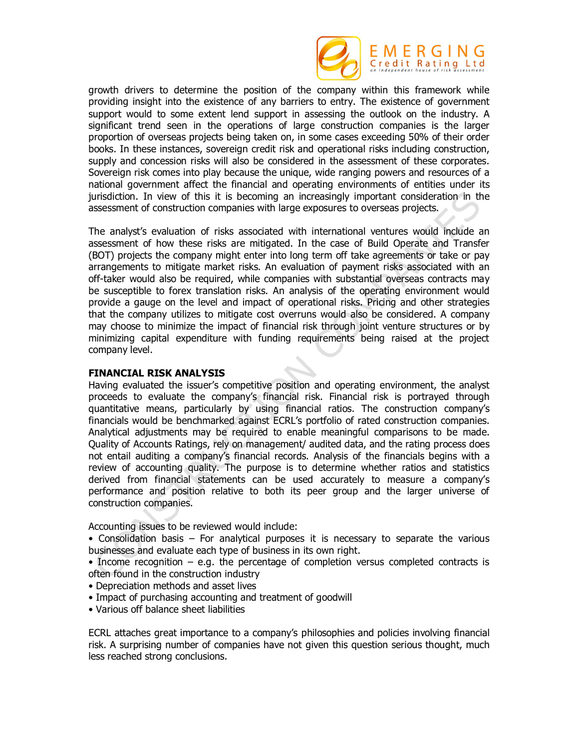growth drivers to determine the position of the company within this framework while providing insight into the existence of any barriers to entry. The existence of government support would to some extent lend support in assessing the outlook on the industry. A significant trend seen in the operations of large construction companies is the larger proportion of overseas projects being taken on, in some cases exceeding 50% of their order books. In these instances, sovereign credit risk and operational risks including construction, supply and concession risks will also be considered in the assessment of these corporates. Sovereign risk comes into play because the unique, wide ranging powers and resources of a national government affect the financial and operating environments of entities under its jurisdiction. In view of this it is becoming an increasingly important consideration in the assessment of construction companies with large exposures to overseas projects.

The analyst's evaluation of risks associated with international ventures would include an assessment of how these risks are mitigated. In the case of Build Operate and Transfer (BOT) projects the company might enter into long term off take agreements or take or pay arrangements to mitigate market risks. An evaluation of payment risks associated with an off-taker would also be required, while companies with substantial overseas contracts may be susceptible to forex translation risks. An analysis of the operating environment would provide a gauge on the level and impact of operational risks. Pricing and other strategies that the company utilizes to mitigate cost overruns would also be considered. A company may choose to minimize the impact of financial risk through joint venture structures or by minimizing capital expenditure with funding requirements being raised at the project company level.

## FINANCIAL RISK ANALYSIS

Having evaluated the issuer's competitive position and operating environment, the analyst proceeds to evaluate the company's financial risk. Financial risk is portrayed through quantitative means, particularly by using financial ratios. The construction company's financials would be benchmarked against ECRL's portfolio of rated construction companies. Analytical adjustments may be required to enable meaningful comparisons to be made. Quality of Accounts Ratings, rely on management/ audited data, and the rating process does not entail auditing a company's financial records. Analysis of the financials begins with a review of accounting quality. The purpose is to determine whether ratios and statistics derived from financial statements can be used accurately to measure a company's performance and position relative to both its peer group and the larger universe of construction companies.

Accounting issues to be reviewed would include:

- Consolidation basis – For analytical purposes it is necessary to separate the various businesses and evaluate each type of business in its own right.
- Income recognition – e.g. the percentage of completion versus completed contracts is often found in the construction industry
- Depreciation methods and asset lives
- Impact of purchasing accounting and treatment of goodwill
- Various off balance sheet liabilities

ECRL attaches great importance to a company's philosophies and policies involving financial risk. A surprising number of companies have not given this question serious thought, much less reached strong conclusions.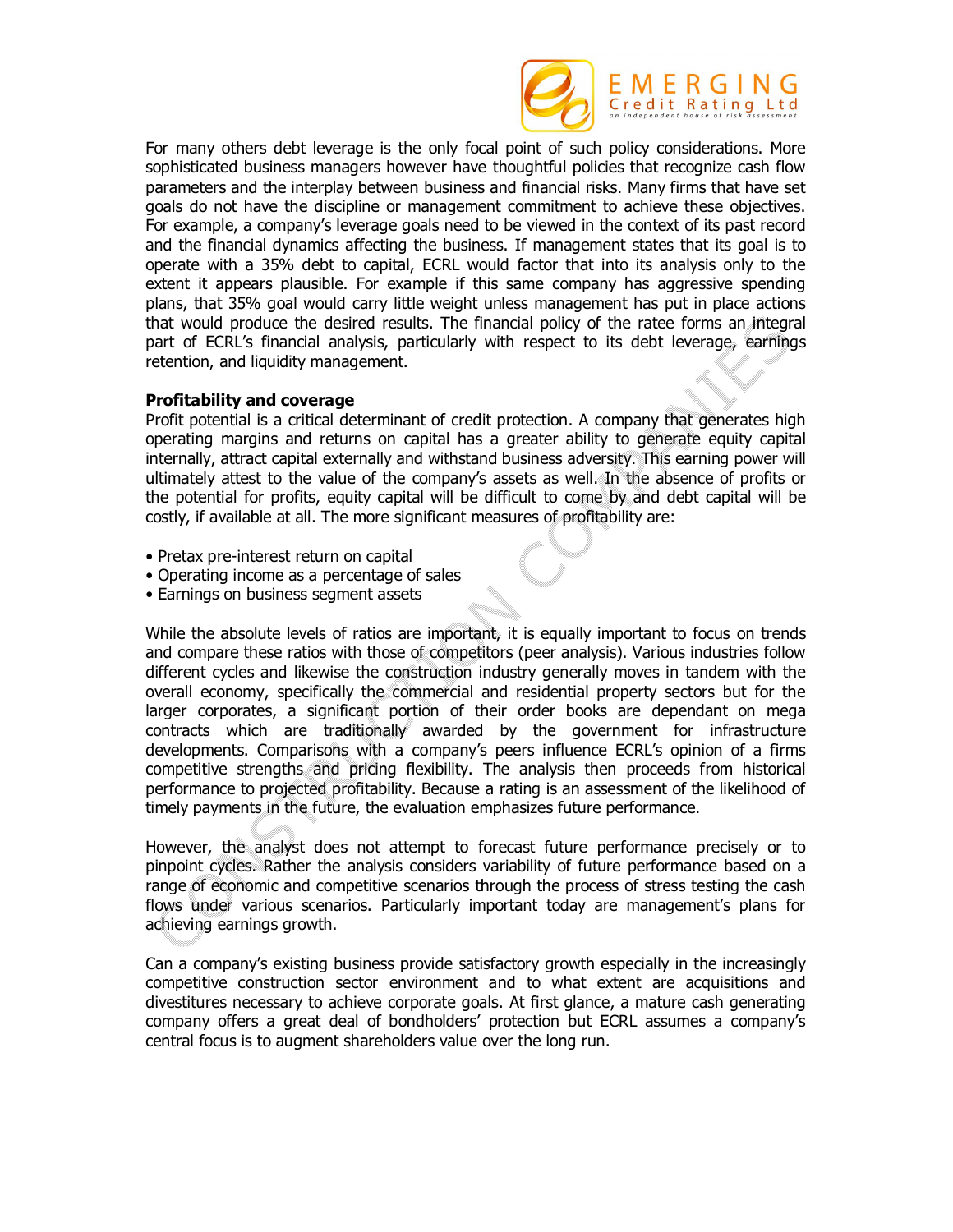For many others debt leverage is the only focal point of such policy considerations. More sophisticated business managers however have thoughtful policies that recognize cash flow parameters and the interplay between business and financial risks. Many firms that have set goals do not have the discipline or management commitment to achieve these objectives. For example, a company's leverage goals need to be viewed in the context of its past record and the financial dynamics affecting the business. If management states that its goal is to operate with a 35% debt to capital, ECRL would factor that into its analysis only to the extent it appears plausible. For example if this same company has aggressive spending plans, that 35% goal would carry little weight unless management has put in place actions that would produce the desired results. The financial policy of the ratee forms an integral part of ECRL's financial analysis, particularly with respect to its debt leverage, earnings retention, and liquidity management.

**Profitability and coverage**

Profit potential is a critical determinant of credit protection. A company that generates high operating margins and returns on capital has a greater ability to generate equity capital internally, attract capital externally and withstand business adversity. This earning power will ultimately attest to the value of the company's assets as well. In the absence of profits or the potential for profits, equity capital will be difficult to come by and debt capital will be costly, if available at all. The more significant measures of profitability are:

- Pretax pre-interest return on capital
- Operating income as a percentage of sales
- Earnings on business segment assets

While the absolute levels of ratios are important, it is equally important to focus on trends and compare these ratios with those of competitors (peer analysis). Various industries follow different cycles and likewise the construction industry generally moves in tandem with the overall economy, specifically the commercial and residential property sectors but for the larger corporates, a significant portion of their order books are dependant on mega contracts which are traditionally awarded by the government for infrastructure developments. Comparisons with a company's peers influence ECRL's opinion of a firms competitive strengths and pricing flexibility. The analysis then proceeds from historical performance to projected profitability. Because a rating is an assessment of the likelihood of timely payments in the future, the evaluation emphasizes future performance.

However, the analyst does not attempt to forecast future performance precisely or to pinpoint cycles. Rather the analysis considers variability of future performance based on a range of economic and competitive scenarios through the process of stress testing the cash flows under various scenarios. Particularly important today are management's plans for achieving earnings growth.

Can a company's existing business provide satisfactory growth especially in the increasingly competitive construction sector environment and to what extent are acquisitions and divestitures necessary to achieve corporate goals. At first glance, a mature cash generating company offers a great deal of bondholders' protection but ECRL assumes a company's central focus is to augment shareholders value over the long run.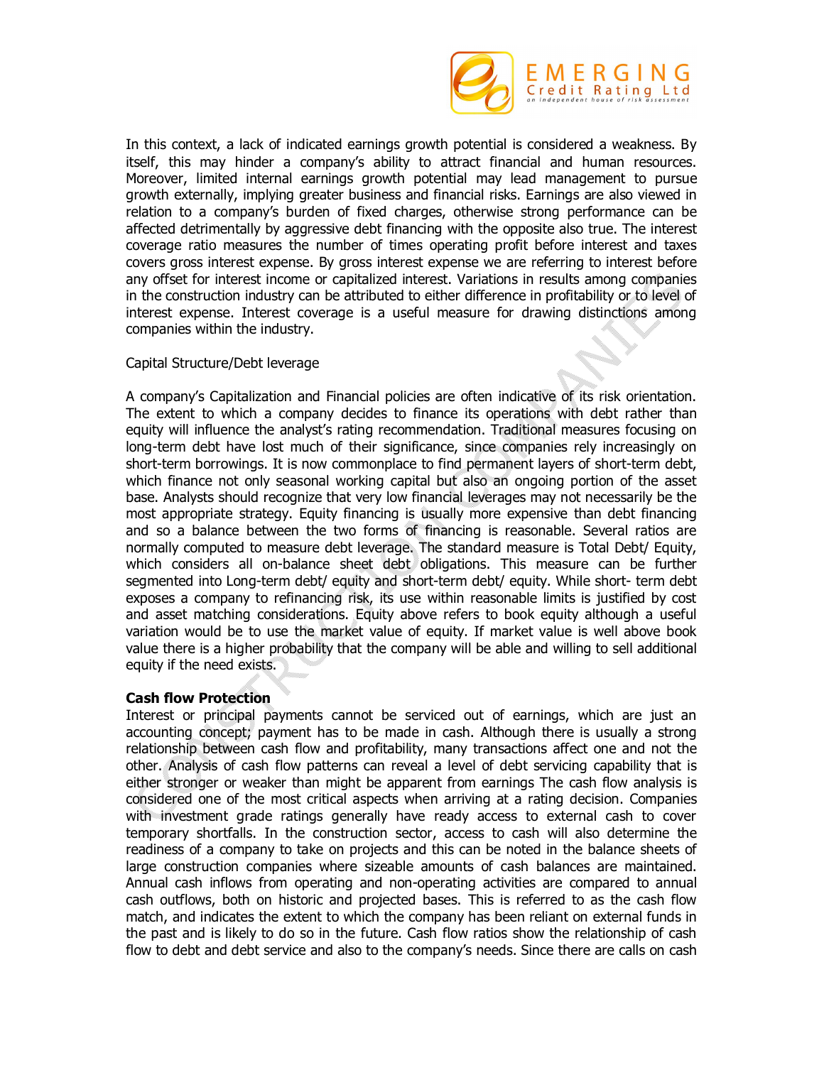In this context, a lack of indicated earnings growth potential is considered a weakness. By itself, this may hinder a company's ability to attract financial and human resources. Moreover, limited internal earnings growth potential may lead management to pursue growth externally, implying greater business and financial risks. Earnings are also viewed in relation to a company's burden of fixed charges, otherwise strong performance can be affected detrimentally by aggressive debt financing with the opposite also true. The interest coverage ratio measures the number of times operating profit before interest and taxes covers gross interest expense. By gross interest expense we are referring to interest before any offset for interest income or capitalized interest. Variations in results among companies in the construction industry can be attributed to either difference in profitability or to level of interest expense. Interest coverage is a useful measure for drawing distinctions among companies within the industry.

Capital Structure/Debt leverage

A company's Capitalization and Financial policies are often indicative of its risk orientation. The extent to which a company decides to finance its operations with debt rather than equity will influence the analyst's rating recommendation. Traditional measures focusing on long-term debt have lost much of their significance, since companies rely increasingly on short-term borrowings. It is now commonplace to find permanent layers of short-term debt, which finance not only seasonal working capital but also an ongoing portion of the asset base. Analysts should recognize that very low financial leverages may not necessarily be the most appropriate strategy. Equity financing is usually more expensive than debt financing and so a balance between the two forms of financing is reasonable. Several ratios are normally computed to measure debt leverage. The standard measure is Total Debt/ Equity, which considers all on-balance sheet debt obligations. This measure can be further segmented into Long-term debt/ equity and short-term debt/ equity. While short- term debt exposes a company to refinancing risk, its use within reasonable limits is justified by cost and asset matching considerations. Equity above refers to book equity although a useful variation would be to use the market value of equity. If market value is well above book value there is a higher probability that the company will be able and willing to sell additional equity if the need exists.

**Cash flow Protection**

Interest or principal payments cannot be serviced out of earnings, which are just an accounting concept; payment has to be made in cash. Although there is usually a strong relationship between cash flow and profitability, many transactions affect one and not the other. Analysis of cash flow patterns can reveal a level of debt servicing capability that is either stronger or weaker than might be apparent from earnings The cash flow analysis is considered one of the most critical aspects when arriving at a rating decision. Companies with investment grade ratings generally have ready access to external cash to cover temporary shortfalls. In the construction sector, access to cash will also determine the readiness of a company to take on projects and this can be noted in the balance sheets of large construction companies where sizeable amounts of cash balances are maintained. Annual cash inflows from operating and non-operating activities are compared to annual cash outflows, both on historic and projected bases. This is referred to as the cash flow match, and indicates the extent to which the company has been reliant on external funds in the past and is likely to do so in the future. Cash flow ratios show the relationship of cash flow to debt and debt service and also to the company's needs. Since there are calls on cash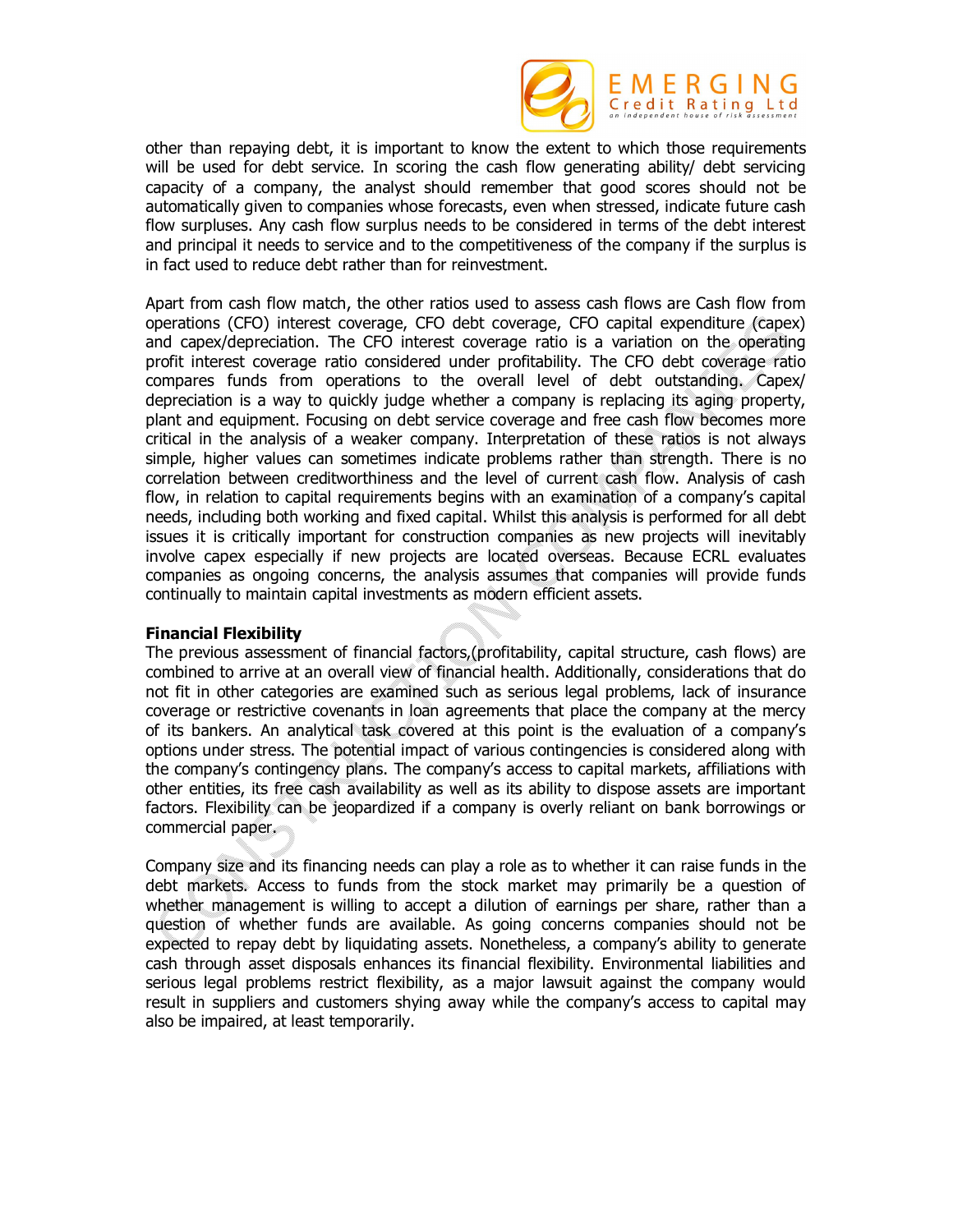other than repaying debt, it is important to know the extent to which those requirements will be used for debt service. In scoring the cash flow generating ability/ debt servicing capacity of a company, the analyst should remember that good scores should not be automatically given to companies whose forecasts, even when stressed, indicate future cash flow surpluses. Any cash flow surplus needs to be considered in terms of the debt interest and principal it needs to service and to the competitiveness of the company if the surplus is in fact used to reduce debt rather than for reinvestment.

Apart from cash flow match, the other ratios used to assess cash flows are Cash flow from operations (CFO) interest coverage, CFO debt coverage, CFO capital expenditure (capex) and capex/depreciation. The CFO interest coverage ratio is a variation on the operating profit interest coverage ratio considered under profitability. The CFO debt coverage ratio compares funds from operations to the overall level of debt outstanding. Capex/ depreciation is a way to quickly judge whether a company is replacing its aging property, plant and equipment. Focusing on debt service coverage and free cash flow becomes more critical in the analysis of a weaker company. Interpretation of these ratios is not always simple, higher values can sometimes indicate problems rather than strength. There is no correlation between creditworthiness and the level of current cash flow. Analysis of cash flow, in relation to capital requirements begins with an examination of a company's capital needs, including both working and fixed capital. Whilst this analysis is performed for all debt issues it is critically important for construction companies as new projects will inevitably involve capex especially if new projects are located overseas. Because ECRL evaluates companies as ongoing concerns, the analysis assumes that companies will provide funds continually to maintain capital investments as modern efficient assets.

**Financial Flexibility**

The previous assessment of financial factors,(profitability, capital structure, cash flows) are combined to arrive at an overall view of financial health. Additionally, considerations that do not fit in other categories are examined such as serious legal problems, lack of insurance coverage or restrictive covenants in loan agreements that place the company at the mercy of its bankers. An analytical task covered at this point is the evaluation of a company's options under stress. The potential impact of various contingencies is considered along with the company's contingency plans. The company's access to capital markets, affiliations with other entities, its free cash availability as well as its ability to dispose assets are important factors. Flexibility can be jeopardized if a company is overly reliant on bank borrowings or commercial paper.

Company size and its financing needs can play a role as to whether it can raise funds in the debt markets. Access to funds from the stock market may primarily be a question of whether management is willing to accept a dilution of earnings per share, rather than a question of whether funds are available. As going concerns companies should not be expected to repay debt by liquidating assets. Nonetheless, a company's ability to generate cash through asset disposals enhances its financial flexibility. Environmental liabilities and serious legal problems restrict flexibility, as a major lawsuit against the company would result in suppliers and customers shying away while the company's access to capital may also be impaired, at least temporarily.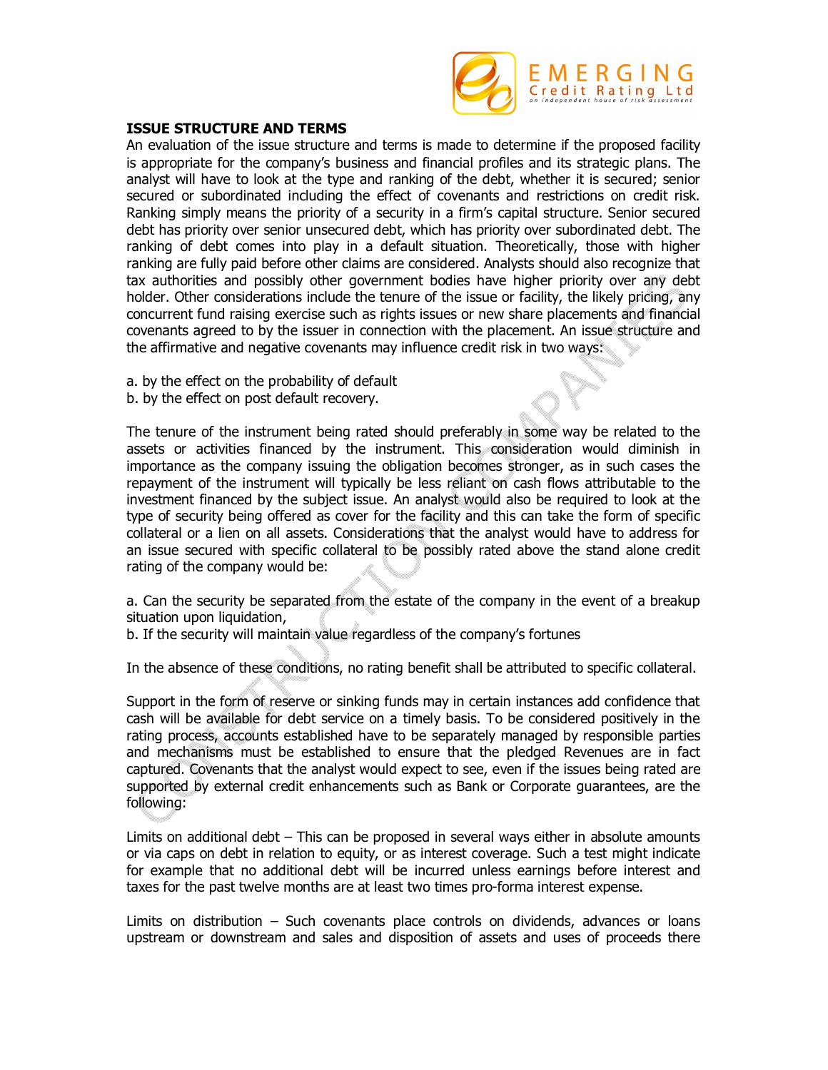### ISSUE STRUCTURE AND TERMS

An evaluation of the issue structure and terms is made to determine if the proposed facility is appropriate for the company's business and financial profiles and its strategic plans. The analyst will have to look at the type and ranking of the debt, whether it is secured; senior secured or subordinated including the effect of covenants and restrictions on credit risk. Ranking simply means the priority of a security in a firm's capital structure. Senior secured debt has priority over senior unsecured debt, which has priority over subordinated debt. The ranking of debt comes into play in a default situation. Theoretically, those with higher ranking are fully paid before other claims are considered. Analysts should also recognize that tax authorities and possibly other government bodies have higher priority over any debt holder. Other considerations include the tenure of the issue or facility, the likely pricing, any concurrent fund raising exercise such as rights issues or new share placements and financial covenants agreed to by the issuer in connection with the placement. An issue structure and the affirmative and negative covenants may influence credit risk in two ways:

a. by the effect on the probability of default
b. by the effect on post default recovery.

The tenure of the instrument being rated should preferably in some way be related to the assets or activities financed by the instrument. This consideration would diminish in importance as the company issuing the obligation becomes stronger, as in such cases the repayment of the instrument will typically be less reliant on cash flows attributable to the investment financed by the subject issue. An analyst would also be required to look at the type of security being offered as cover for the facility and this can take the form of specific collateral or a lien on all assets. Considerations that the analyst would have to address for an issue secured with specific collateral to be possibly rated above the stand alone credit rating of the company would be:

a. Can the security be separated from the estate of the company in the event of a breakup situation upon liquidation,
b. If the security will maintain value regardless of the company's fortunes

In the absence of these conditions, no rating benefit shall be attributed to specific collateral.

Support in the form of reserve or sinking funds may in certain instances add confidence that cash will be available for debt service on a timely basis. To be considered positively in the rating process, accounts established have to be separately managed by responsible parties and mechanisms must be established to ensure that the pledged Revenues are in fact captured. Covenants that the analyst would expect to see, even if the issues being rated are supported by external credit enhancements such as Bank or Corporate guarantees, are the following:

Limits on additional debt – This can be proposed in several ways either in absolute amounts or via caps on debt in relation to equity, or as interest coverage. Such a test might indicate for example that no additional debt will be incurred unless earnings before interest and taxes for the past twelve months are at least two times pro-forma interest expense.

Limits on distribution – Such covenants place controls on dividends, advances or loans upstream or downstream and sales and disposition of assets and uses of proceeds there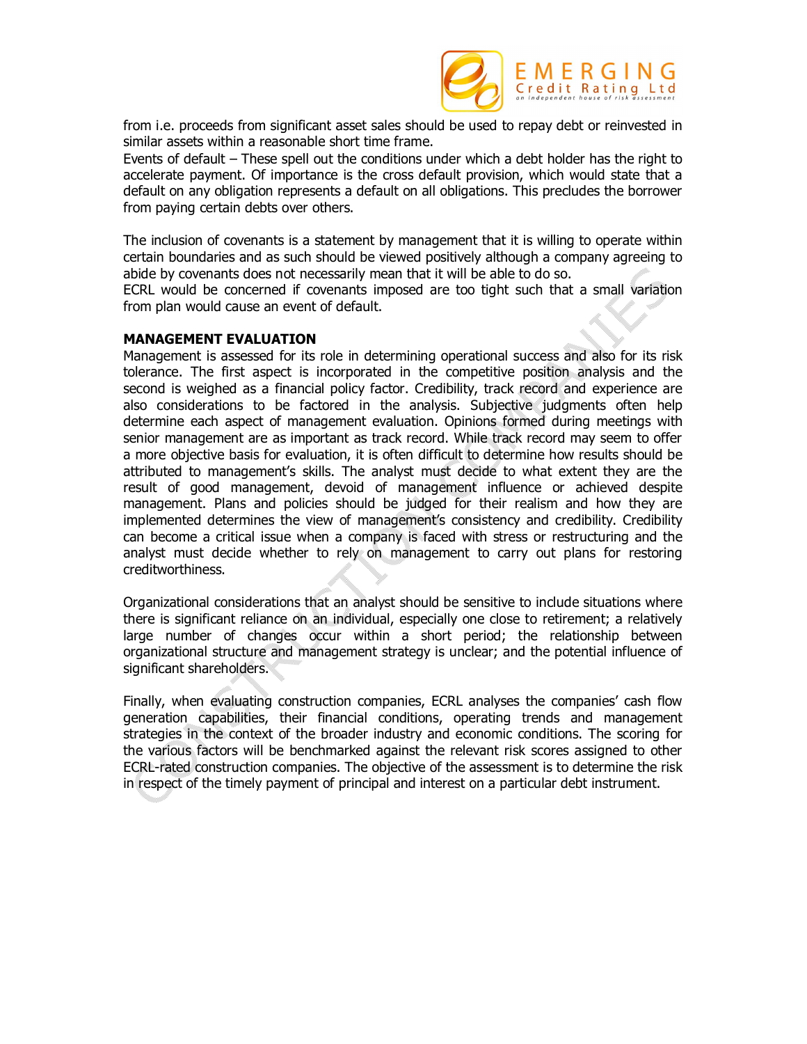from i.e. proceeds from significant asset sales should be used to repay debt or reinvested in similar assets within a reasonable short time frame.

Events of default – These spell out the conditions under which a debt holder has the right to accelerate payment. Of importance is the cross default provision, which would state that a default on any obligation represents a default on all obligations. This precludes the borrower from paying certain debts over others.

The inclusion of covenants is a statement by management that it is willing to operate within certain boundaries and as such should be viewed positively although a company agreeing to abide by covenants does not necessarily mean that it will be able to do so.

ECRL would be concerned if covenants imposed are too tight such that a small variation from plan would cause an event of default.

**MANAGEMENT EVALUATION**

Management is assessed for its role in determining operational success and also for its risk tolerance. The first aspect is incorporated in the competitive position analysis and the second is weighed as a financial policy factor. Credibility, track record and experience are also considerations to be factored in the analysis. Subjective judgments often help determine each aspect of management evaluation. Opinions formed during meetings with senior management are as important as track record. While track record may seem to offer a more objective basis for evaluation, it is often difficult to determine how results should be attributed to management's skills. The analyst must decide to what extent they are the result of good management, devoid of management influence or achieved despite management. Plans and policies should be judged for their realism and how they are implemented determines the view of management's consistency and credibility. Credibility can become a critical issue when a company is faced with stress or restructuring and the analyst must decide whether to rely on management to carry out plans for restoring creditworthiness.

Organizational considerations that an analyst should be sensitive to include situations where there is significant reliance on an individual, especially one close to retirement; a relatively large number of changes occur within a short period; the relationship between organizational structure and management strategy is unclear; and the potential influence of significant shareholders.

Finally, when evaluating construction companies, ECRL analyses the companies' cash flow generation capabilities, their financial conditions, operating trends and management strategies in the context of the broader industry and economic conditions. The scoring for the various factors will be benchmarked against the relevant risk scores assigned to other ECRL-rated construction companies. The objective of the assessment is to determine the risk in respect of the timely payment of principal and interest on a particular debt instrument.